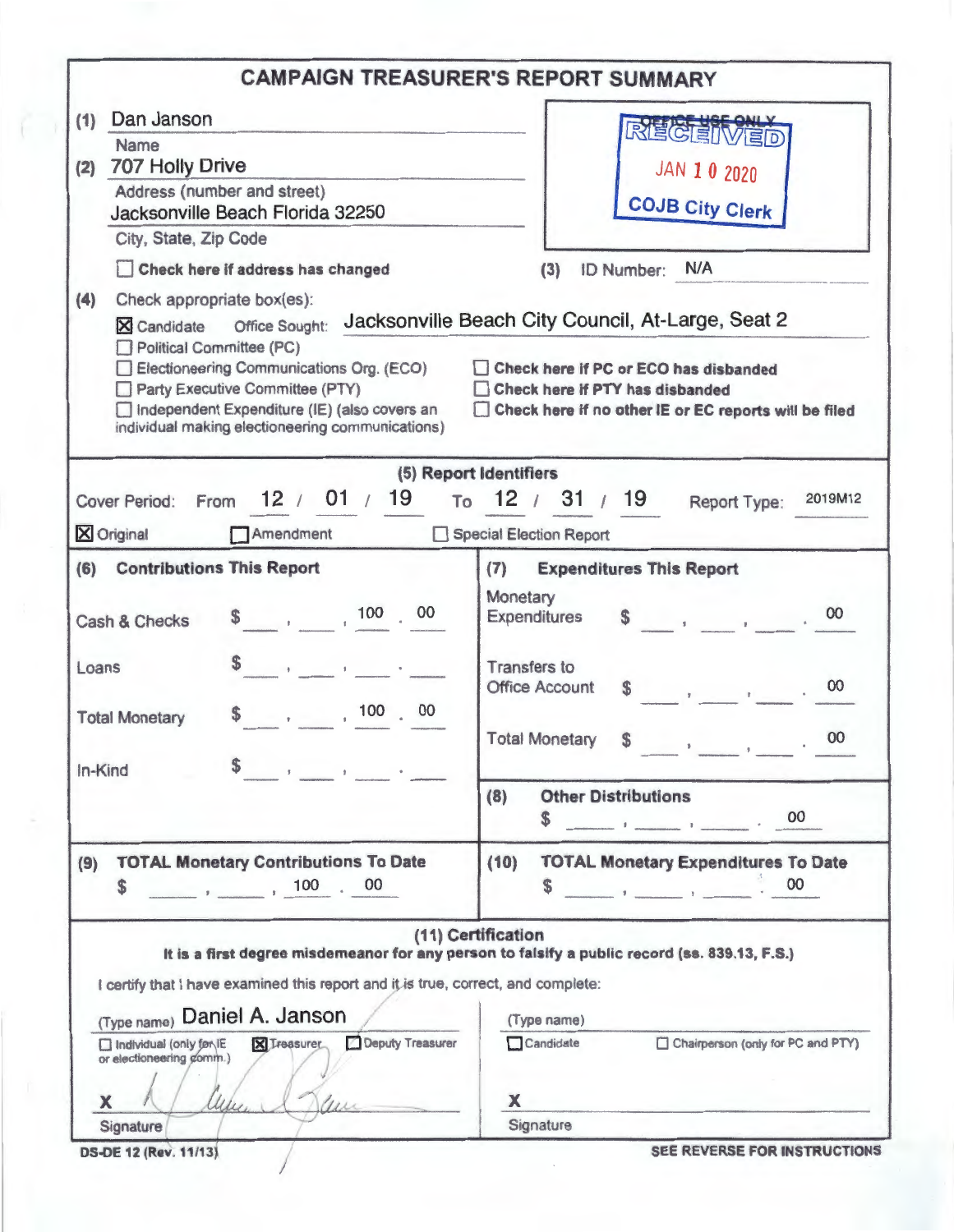# CAMPAIGN TREASURER'S REPORT SUMMARY

**(1)** Dan Janson
Name

**(2)** 707 Holly Drive
Address (number and street)

Jacksonville Beach Florida 32250
City, State, Zip Code

☐ **Check here if address has changed**

OFFICE USE ONLY
RECEIVED
JAN 10 2020
COJB City Clerk

**(3)** ID Number: N/A

**(4)** Check appropriate box(es):

☒ Candidate Office Sought: Jacksonville Beach City Council, At-Large, Seat 2
☐ Political Committee (PC)
☐ Electioneering Communications Org. (ECO)
☐ Party Executive Committee (PTY)
☐ Independent Expenditure (IE) (also covers an individual making electioneering communications)

☐ **Check here if PC or ECO has disbanded**
☐ **Check here if PTY has disbanded**
☐ **Check here if no other IE or EC reports will be filed**

**(5) Report Identifiers**

Cover Period: From 12 / 01 / 19 To 12 / 31 / 19 Report Type: 2019M12

☒ Original ☐ Amendment ☐ Special Election Report

**(6) Contributions This Report**

| | |
|---|---|
| Cash & Checks | $ 100.00 |
| Loans | $ |
| Total Monetary | $ 100.00 |
| In-Kind | $ |

**(7) Expenditures This Report**

| | |
|---|---|
| Monetary Expenditures | $ .00 |
| Transfers to Office Account | $ .00 |
| Total Monetary | $ .00 |

**(8) Other Distributions**
$ .00

**(9) TOTAL Monetary Contributions To Date**
$ 100.00

**(10) TOTAL Monetary Expenditures To Date**
$ .00

**(11) Certification**

**It is a first degree misdemeanor for any person to falsify a public record (ss. 839.13, F.S.)**

I certify that I have examined this report and it is true, correct, and complete:

(Type name) Daniel A. Janson
☐ Individual (only for IE or electioneering comm.) ☒ Treasurer ☐ Deputy Treasurer

X [signature]
Signature

(Type name)
☐ Candidate ☐ Chairperson (only for PC and PTY)

X
Signature

DS-DE 12 (Rev. 11/13)

**SEE REVERSE FOR INSTRUCTIONS**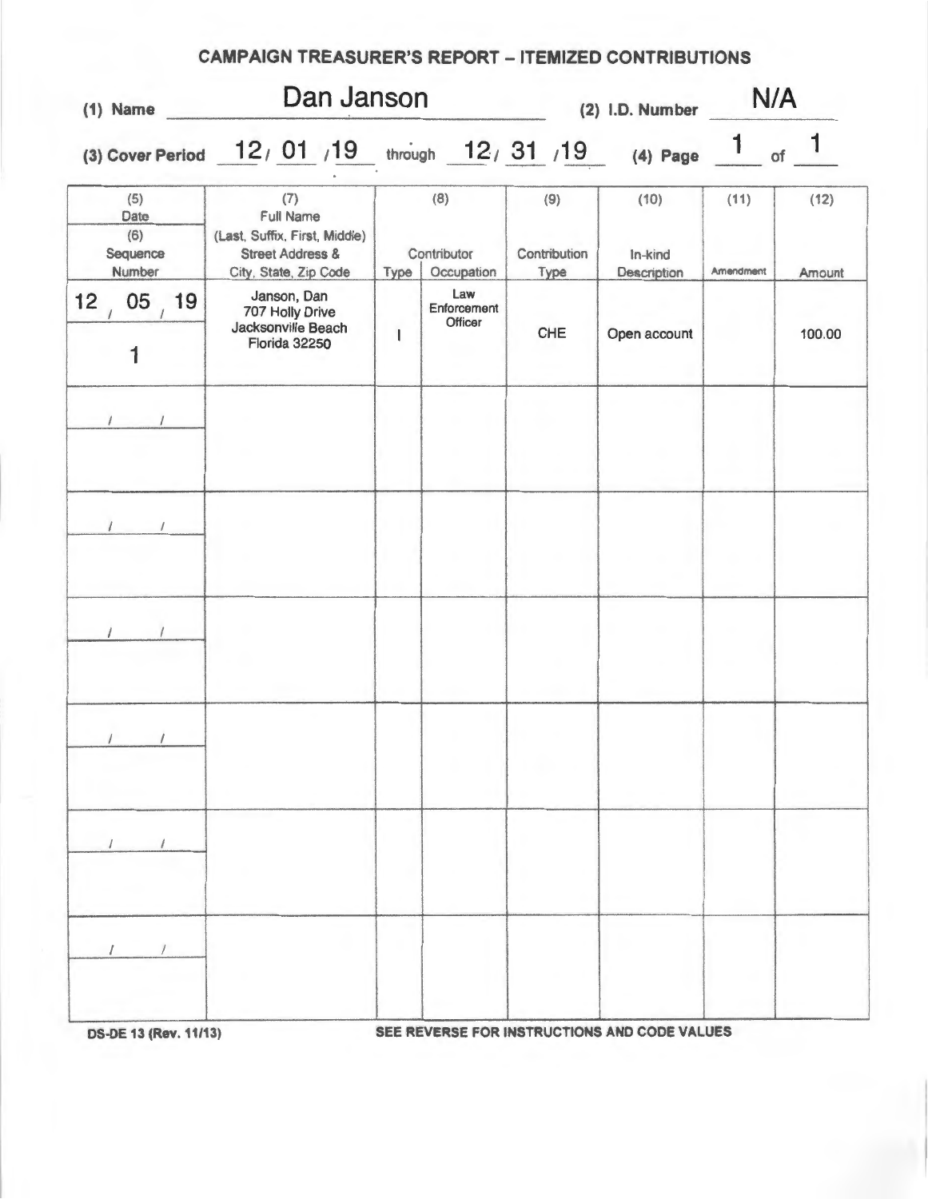# CAMPAIGN TREASURER'S REPORT – ITEMIZED CONTRIBUTIONS

**(1) Name** Dan Janson **(2) I.D. Number** N/A

**(3) Cover Period** 12/ 01 /19 through 12/ 31 /19 **(4) Page** 1 of 1

| (5) Date / (6) Sequence Number | (7) Full Name (Last, Suffix, First, Middle) Street Address & City, State, Zip Code | (8) Contributor Type | (8) Contributor Occupation | (9) Contribution Type | (10) In-kind Description | (11) Amendment | (12) Amount |
|---|---|---|---|---|---|---|---|
| 12 / 05 / 19<br>1 | Janson, Dan<br>707 Holly Drive<br>Jacksonville Beach<br>Florida 32250 | I | Law Enforcement Officer | CHE | Open account | | 100.00 |
| / / | | | | | | | |
| / / | | | | | | | |
| / / | | | | | | | |
| / / | | | | | | | |
| / / | | | | | | | |
| / / | | | | | | | |

DS-DE 13 (Rev. 11/13)

SEE REVERSE FOR INSTRUCTIONS AND CODE VALUES